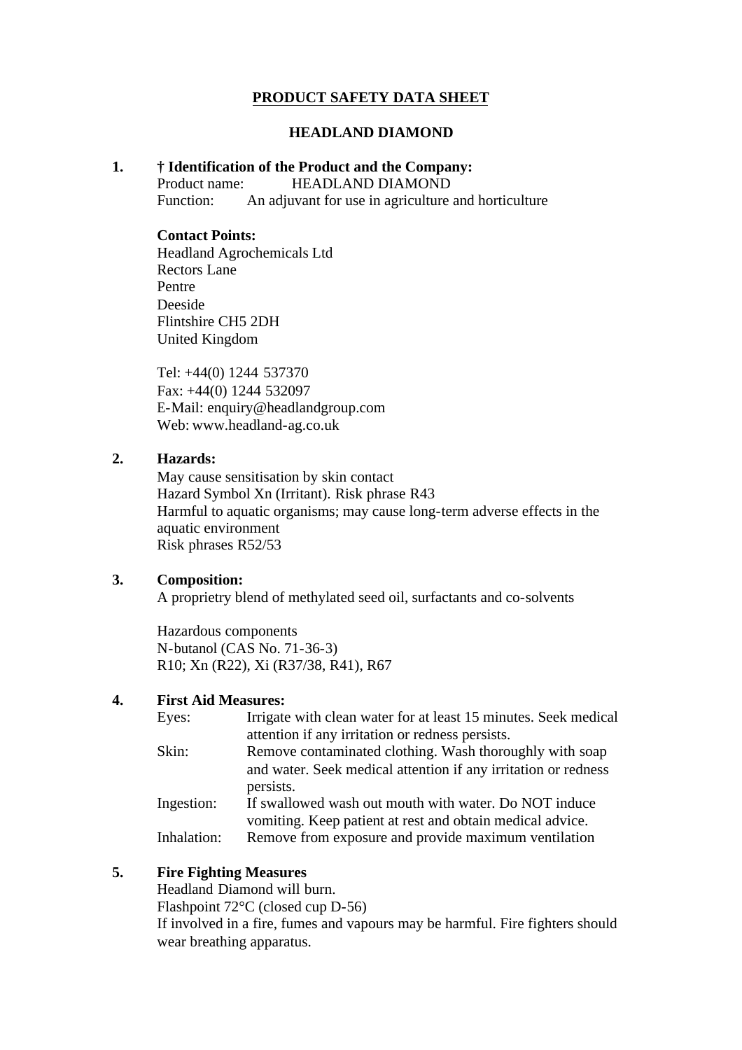# PRODUCT SAFETY DATA SHEET

## HEADLAND DIAMOND

### 1. † Identification of the Product and the Company:

Product name: HEADLAND DIAMOND
Function: An adjuvant for use in agriculture and horticulture

**Contact Points:**

Headland Agrochemicals Ltd
Rectors Lane
Pentre
Deeside
Flintshire CH5 2DH
United Kingdom

Tel: +44(0) 1244 537370
Fax: +44(0) 1244 532097
E-Mail: enquiry@headlandgroup.com
Web: www.headland-ag.co.uk

### 2. Hazards:

May cause sensitisation by skin contact
Hazard Symbol Xn (Irritant). Risk phrase R43
Harmful to aquatic organisms; may cause long-term adverse effects in the aquatic environment
Risk phrases R52/53

### 3. Composition:

A proprietry blend of methylated seed oil, surfactants and co-solvents

Hazardous components
N-butanol (CAS No. 71-36-3)
R10; Xn (R22), Xi (R37/38, R41), R67

### 4. First Aid Measures:

Eyes: Irrigate with clean water for at least 15 minutes. Seek medical attention if any irritation or redness persists.
Skin: Remove contaminated clothing. Wash thoroughly with soap and water. Seek medical attention if any irritation or redness persists.
Ingestion: If swallowed wash out mouth with water. Do NOT induce vomiting. Keep patient at rest and obtain medical advice.
Inhalation: Remove from exposure and provide maximum ventilation

### 5. Fire Fighting Measures

Headland Diamond will burn.
Flashpoint 72°C (closed cup D-56)
If involved in a fire, fumes and vapours may be harmful. Fire fighters should wear breathing apparatus.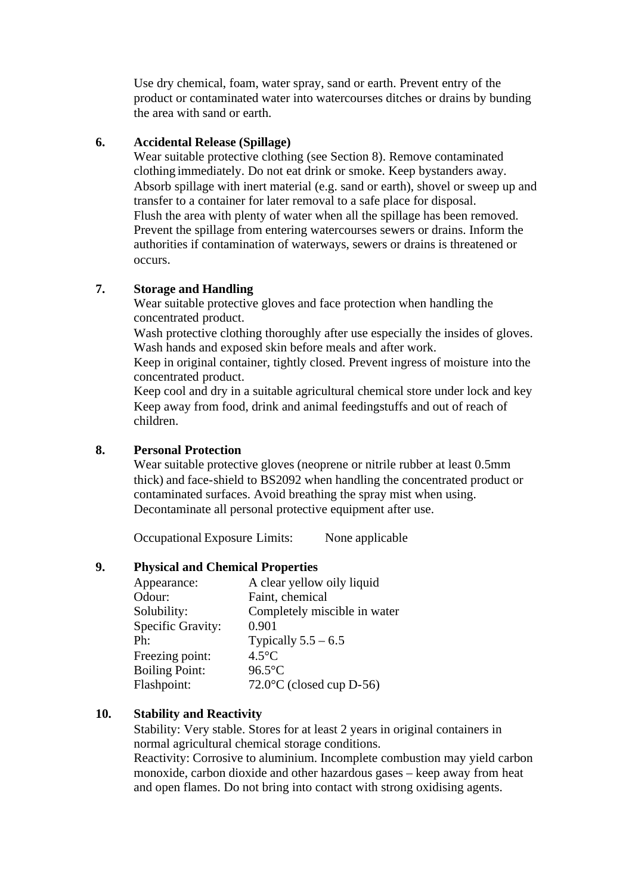Use dry chemical, foam, water spray, sand or earth. Prevent entry of the product or contaminated water into watercourses ditches or drains by bunding the area with sand or earth.

## 6. Accidental Release (Spillage)

Wear suitable protective clothing (see Section 8). Remove contaminated clothing immediately. Do not eat drink or smoke. Keep bystanders away. Absorb spillage with inert material (e.g. sand or earth), shovel or sweep up and transfer to a container for later removal to a safe place for disposal.
Flush the area with plenty of water when all the spillage has been removed. Prevent the spillage from entering watercourses sewers or drains. Inform the authorities if contamination of waterways, sewers or drains is threatened or occurs.

## 7. Storage and Handling

Wear suitable protective gloves and face protection when handling the concentrated product.
Wash protective clothing thoroughly after use especially the insides of gloves. Wash hands and exposed skin before meals and after work.
Keep in original container, tightly closed. Prevent ingress of moisture into the concentrated product.
Keep cool and dry in a suitable agricultural chemical store under lock and key Keep away from food, drink and animal feedingstuffs and out of reach of children.

## 8. Personal Protection

Wear suitable protective gloves (neoprene or nitrile rubber at least 0.5mm thick) and face-shield to BS2092 when handling the concentrated product or contaminated surfaces. Avoid breathing the spray mist when using. Decontaminate all personal protective equipment after use.

Occupational Exposure Limits: None applicable

## 9. Physical and Chemical Properties

| | |
|---|---|
| Appearance: | A clear yellow oily liquid |
| Odour: | Faint, chemical |
| Solubility: | Completely miscible in water |
| Specific Gravity: | 0.901 |
| Ph: | Typically 5.5 – 6.5 |
| Freezing point: | 4.5°C |
| Boiling Point: | 96.5°C |
| Flashpoint: | 72.0°C (closed cup D-56) |

## 10. Stability and Reactivity

Stability: Very stable. Stores for at least 2 years in original containers in normal agricultural chemical storage conditions.
Reactivity: Corrosive to aluminium. Incomplete combustion may yield carbon monoxide, carbon dioxide and other hazardous gases – keep away from heat and open flames. Do not bring into contact with strong oxidising agents.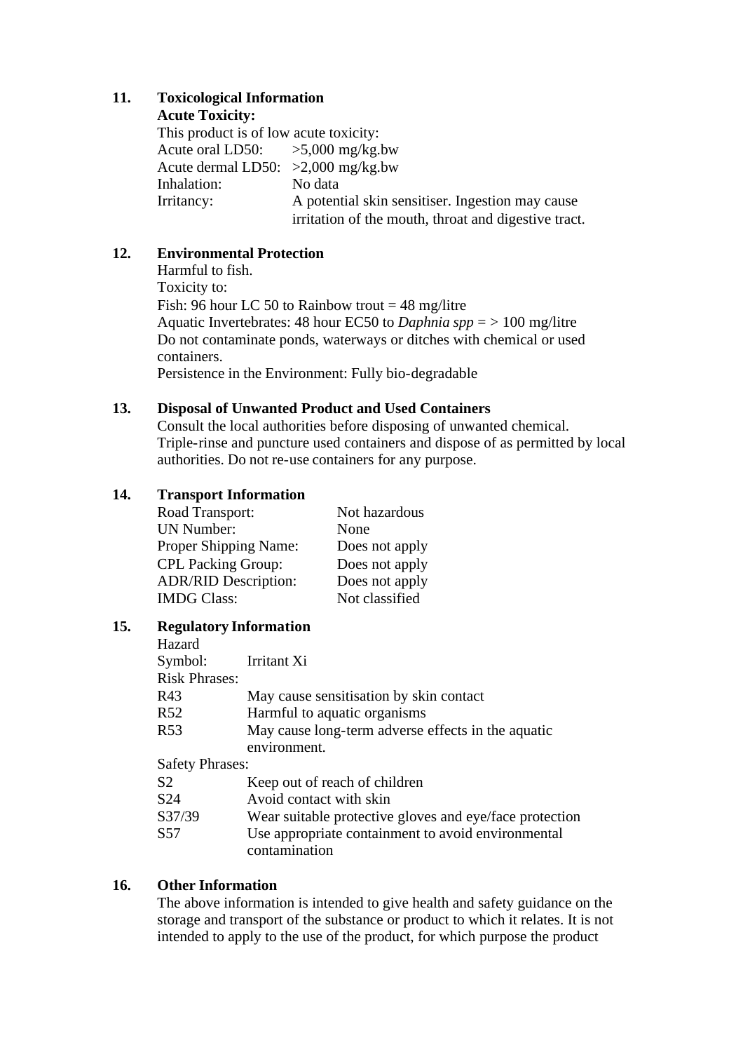## 11. Toxicological Information

**Acute Toxicity:**

This product is of low acute toxicity:

| | |
|---|---|
| Acute oral LD50: | >5,000 mg/kg.bw |
| Acute dermal LD50: | >2,000 mg/kg.bw |
| Inhalation: | No data |
| Irritancy: | A potential skin sensitiser. Ingestion may cause irritation of the mouth, throat and digestive tract. |

## 12. Environmental Protection

Harmful to fish.

Toxicity to:

Fish: 96 hour LC 50 to Rainbow trout = 48 mg/litre

Aquatic Invertebrates: 48 hour EC50 to *Daphnia spp* = > 100 mg/litre

Do not contaminate ponds, waterways or ditches with chemical or used containers.

Persistence in the Environment: Fully bio-degradable

## 13. Disposal of Unwanted Product and Used Containers

Consult the local authorities before disposing of unwanted chemical. Triple-rinse and puncture used containers and dispose of as permitted by local authorities. Do not re-use containers for any purpose.

## 14. Transport Information

| | |
|---|---|
| Road Transport: | Not hazardous |
| UN Number: | None |
| Proper Shipping Name: | Does not apply |
| CPL Packing Group: | Does not apply |
| ADR/RID Description: | Does not apply |
| IMDG Class: | Not classified |

## 15. Regulatory Information

Hazard

Symbol: Irritant Xi

Risk Phrases:

| | |
|---|---|
| R43 | May cause sensitisation by skin contact |
| R52 | Harmful to aquatic organisms |
| R53 | May cause long-term adverse effects in the aquatic environment. |

Safety Phrases:

| | |
|---|---|
| S2 | Keep out of reach of children |
| S24 | Avoid contact with skin |
| S37/39 | Wear suitable protective gloves and eye/face protection |
| S57 | Use appropriate containment to avoid environmental contamination |

## 16. Other Information

The above information is intended to give health and safety guidance on the storage and transport of the substance or product to which it relates. It is not intended to apply to the use of the product, for which purpose the product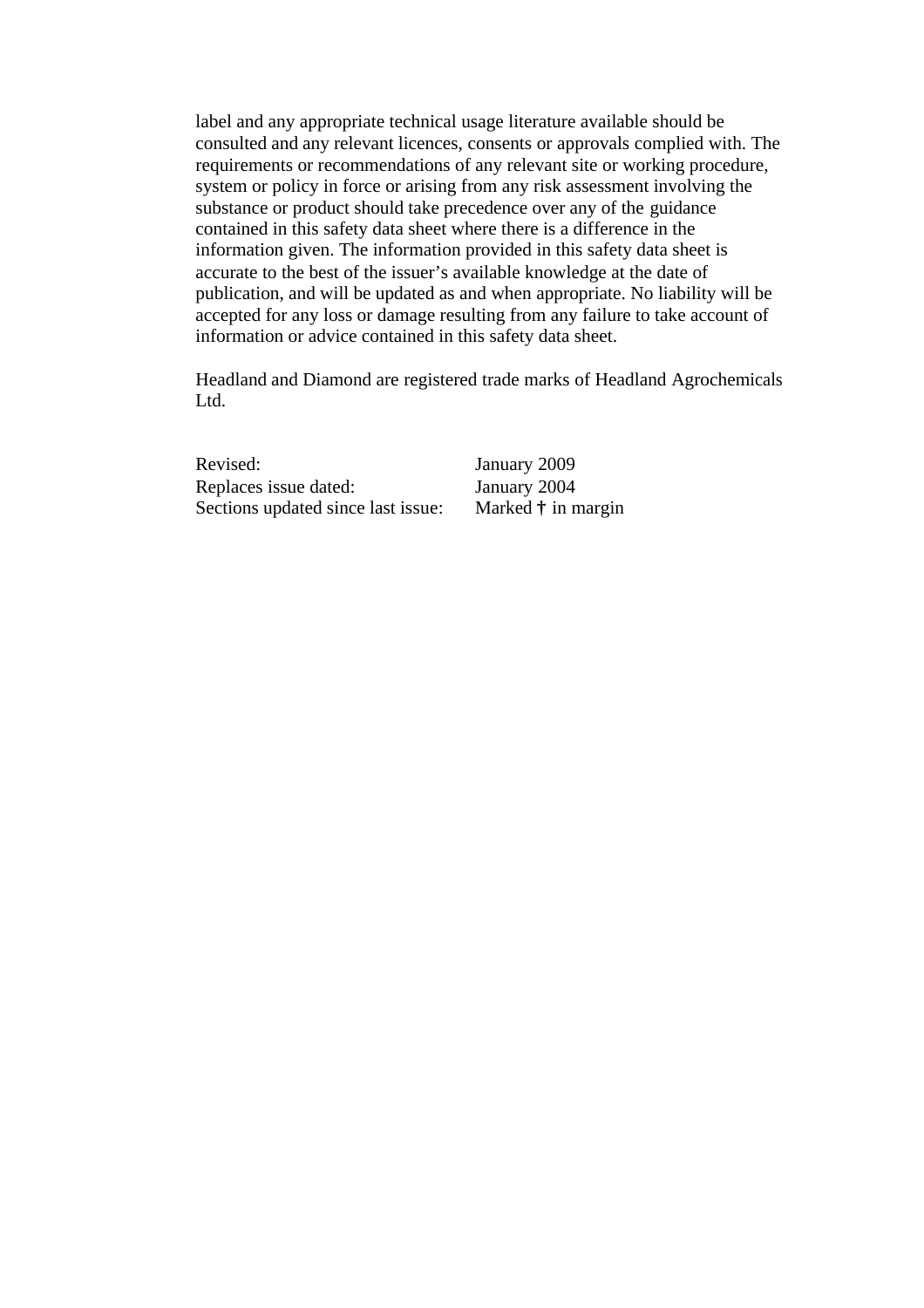label and any appropriate technical usage literature available should be consulted and any relevant licences, consents or approvals complied with. The requirements or recommendations of any relevant site or working procedure, system or policy in force or arising from any risk assessment involving the substance or product should take precedence over any of the guidance contained in this safety data sheet where there is a difference in the information given. The information provided in this safety data sheet is accurate to the best of the issuer's available knowledge at the date of publication, and will be updated as and when appropriate. No liability will be accepted for any loss or damage resulting from any failure to take account of information or advice contained in this safety data sheet.

Headland and Diamond are registered trade marks of Headland Agrochemicals Ltd.

| | |
|---|---|
| Revised: | January 2009 |
| Replaces issue dated: | January 2004 |
| Sections updated since last issue: | Marked **†** in margin |